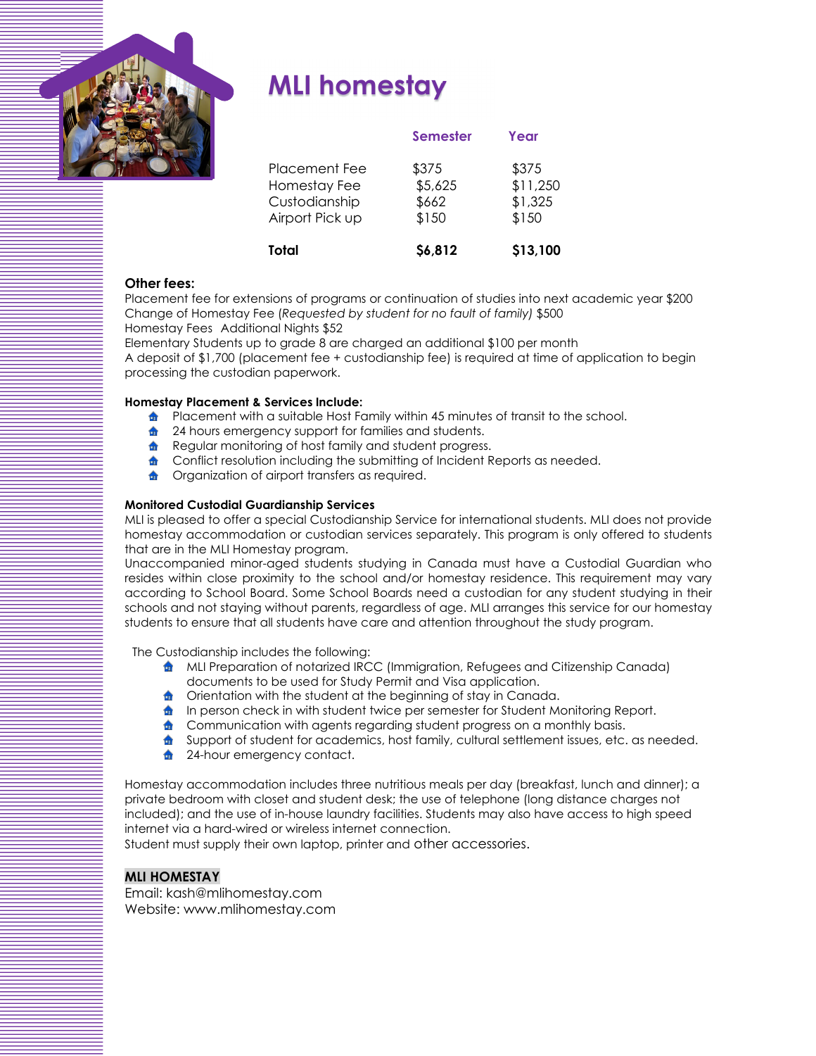# MLI homestay

| | Semester | Year |
|---|---|---|
| Placement Fee | $375 | $375 |
| Homestay Fee | $5,625 | $11,250 |
| Custodianship | $662 | $1,325 |
| Airport Pick up | $150 | $150 |
| **Total** | **$6,812** | **$13,100** |

**Other fees:**

Placement fee for extensions of programs or continuation of studies into next academic year $200
Change of Homestay Fee (*Requested by student for no fault of family)* $500
Homestay Fees Additional Nights $52
Elementary Students up to grade 8 are charged an additional $100 per month
A deposit of $1,700 (placement fee + custodianship fee) is required at time of application to begin processing the custodian paperwork.

**Homestay Placement & Services Include:**

- Placement with a suitable Host Family within 45 minutes of transit to the school.
- 24 hours emergency support for families and students.
- Regular monitoring of host family and student progress.
- Conflict resolution including the submitting of Incident Reports as needed.
- Organization of airport transfers as required.

**Monitored Custodial Guardianship Services**

MLI is pleased to offer a special Custodianship Service for international students. MLI does not provide homestay accommodation or custodian services separately. This program is only offered to students that are in the MLI Homestay program.
Unaccompanied minor-aged students studying in Canada must have a Custodial Guardian who resides within close proximity to the school and/or homestay residence. This requirement may vary according to School Board. Some School Boards need a custodian for any student studying in their schools and not staying without parents, regardless of age. MLI arranges this service for our homestay students to ensure that all students have care and attention throughout the study program.

The Custodianship includes the following:

- MLI Preparation of notarized IRCC (Immigration, Refugees and Citizenship Canada) documents to be used for Study Permit and Visa application.
- Orientation with the student at the beginning of stay in Canada.
- In person check in with student twice per semester for Student Monitoring Report.
- Communication with agents regarding student progress on a monthly basis.
- Support of student for academics, host family, cultural settlement issues, etc. as needed.
- 24-hour emergency contact.

Homestay accommodation includes three nutritious meals per day (breakfast, lunch and dinner); a private bedroom with closet and student desk; the use of telephone (long distance charges not included); and the use of in-house laundry facilities. Students may also have access to high speed internet via a hard-wired or wireless internet connection.
Student must supply their own laptop, printer and other accessories.

**MLI HOMESTAY**
Email: kash@mlihomestay.com
Website: www.mlihomestay.com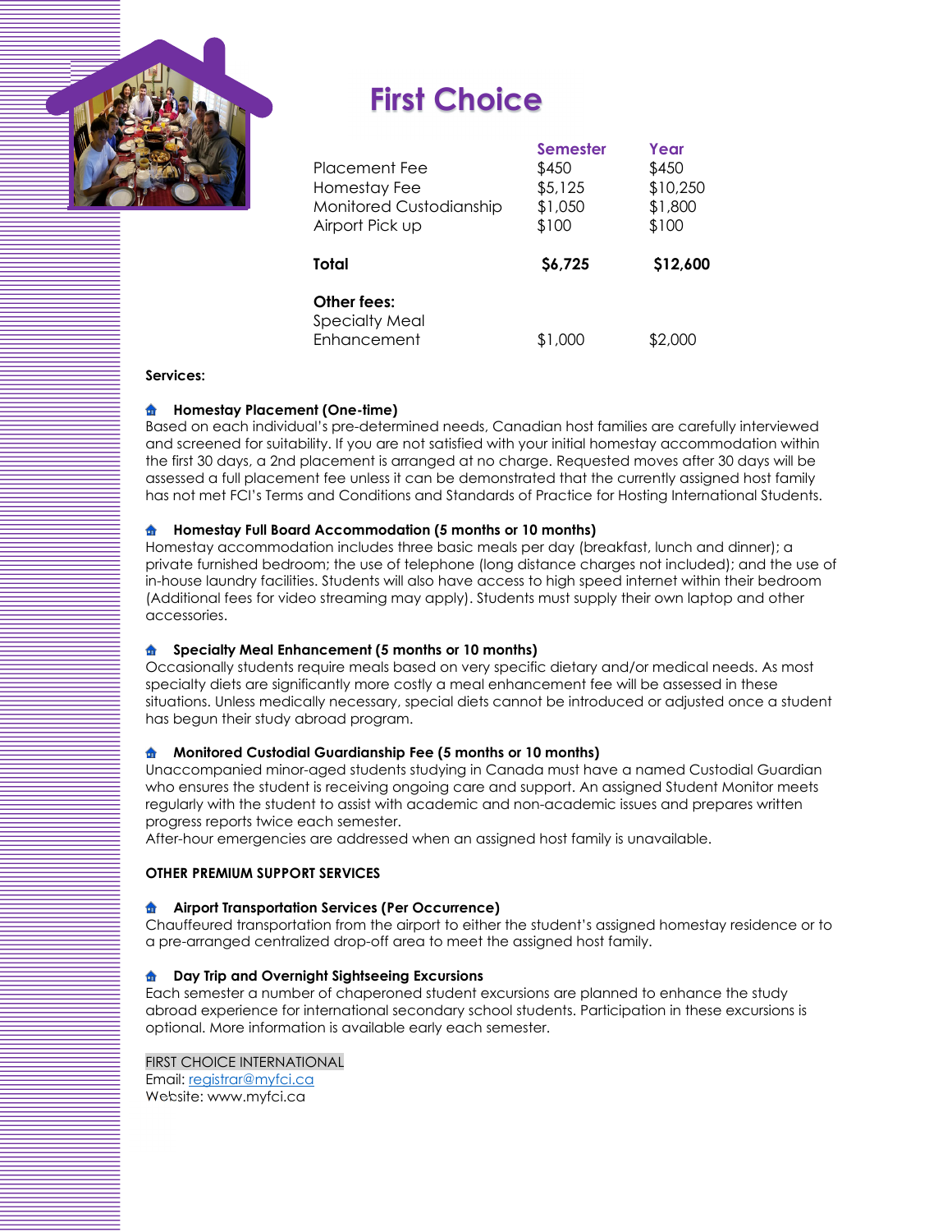# First Choice

| | Semester | Year |
|---|---|---|
| Placement Fee | $450 | $450 |
| Homestay Fee | $5,125 | $10,250 |
| Monitored Custodianship | $1,050 | $1,800 |
| Airport Pick up | $100 | $100 |
| **Total** | **$6,725** | **$12,600** |
| **Other fees:** | | |
| Specialty Meal Enhancement | $1,000 | $2,000 |

**Services:**

**Homestay Placement (One-time)**
Based on each individual's pre-determined needs, Canadian host families are carefully interviewed and screened for suitability. If you are not satisfied with your initial homestay accommodation within the first 30 days, a 2nd placement is arranged at no charge. Requested moves after 30 days will be assessed a full placement fee unless it can be demonstrated that the currently assigned host family has not met FCI's Terms and Conditions and Standards of Practice for Hosting International Students.

**Homestay Full Board Accommodation (5 months or 10 months)**
Homestay accommodation includes three basic meals per day (breakfast, lunch and dinner); a private furnished bedroom; the use of telephone (long distance charges not included); and the use of in-house laundry facilities. Students will also have access to high speed internet within their bedroom (Additional fees for video streaming may apply). Students must supply their own laptop and other accessories.

**Specialty Meal Enhancement (5 months or 10 months)**
Occasionally students require meals based on very specific dietary and/or medical needs. As most specialty diets are significantly more costly a meal enhancement fee will be assessed in these situations. Unless medically necessary, special diets cannot be introduced or adjusted once a student has begun their study abroad program.

**Monitored Custodial Guardianship Fee (5 months or 10 months)**
Unaccompanied minor-aged students studying in Canada must have a named Custodial Guardian who ensures the student is receiving ongoing care and support. An assigned Student Monitor meets regularly with the student to assist with academic and non-academic issues and prepares written progress reports twice each semester.
After-hour emergencies are addressed when an assigned host family is unavailable.

**OTHER PREMIUM SUPPORT SERVICES**

**Airport Transportation Services (Per Occurrence)**
Chauffeured transportation from the airport to either the student's assigned homestay residence or to a pre-arranged centralized drop-off area to meet the assigned host family.

**Day Trip and Overnight Sightseeing Excursions**
Each semester a number of chaperoned student excursions are planned to enhance the study abroad experience for international secondary school students. Participation in these excursions is optional. More information is available early each semester.

FIRST CHOICE INTERNATIONAL
Email: registrar@myfci.ca
Website: www.myfci.ca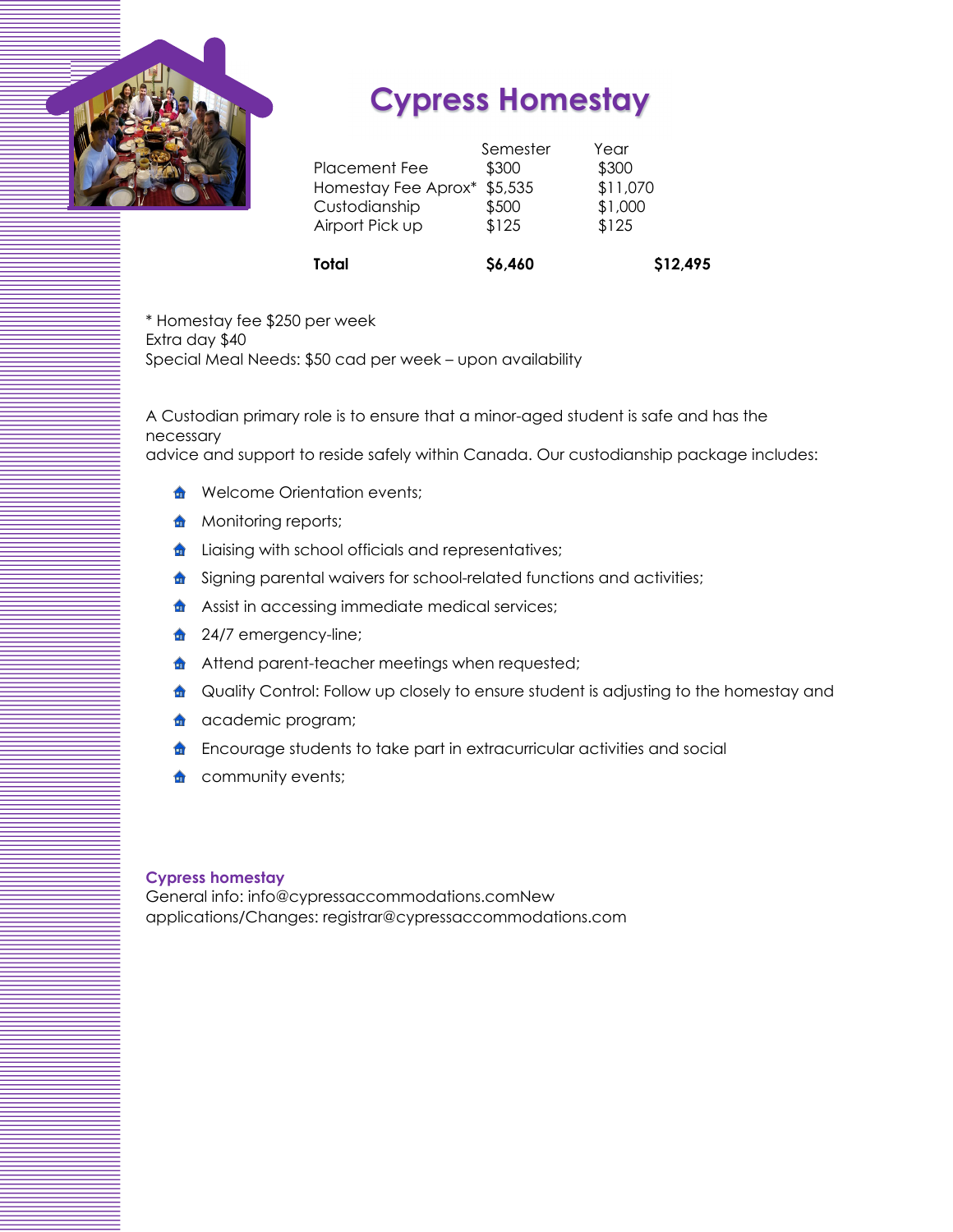# Cypress Homestay

| | Semester | Year |
|---|---|---|
| Placement Fee | $300 | $300 |
| Homestay Fee Aprox* | $5,535 | $11,070 |
| Custodianship | $500 | $1,000 |
| Airport Pick up | $125 | $125 |
| **Total** | **$6,460** | **$12,495** |

* Homestay fee $250 per week
Extra day $40
Special Meal Needs: $50 cad per week – upon availability

A Custodian primary role is to ensure that a minor-aged student is safe and has the necessary
advice and support to reside safely within Canada. Our custodianship package includes:

- Welcome Orientation events;
- Monitoring reports;
- Liaising with school officials and representatives;
- Signing parental waivers for school-related functions and activities;
- Assist in accessing immediate medical services;
- 24/7 emergency-line;
- Attend parent-teacher meetings when requested;
- Quality Control: Follow up closely to ensure student is adjusting to the homestay and
- academic program;
- Encourage students to take part in extracurricular activities and social
- community events;

**Cypress homestay**
General info: info@cypressaccommodations.comNew applications/Changes: registrar@cypressaccommodations.com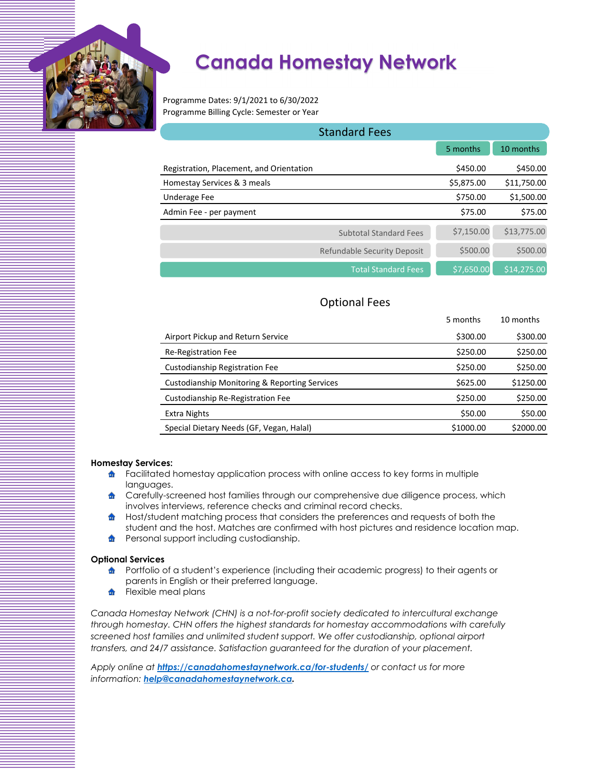# Canada Homestay Network

Programme Dates: 9/1/2021 to 6/30/2022
Programme Billing Cycle: Semester or Year

## Standard Fees

| | 5 months | 10 months |
|---|---|---|
| Registration, Placement, and Orientation | $450.00 | $450.00 |
| Homestay Services & 3 meals | $5,875.00 | $11,750.00 |
| Underage Fee | $750.00 | $1,500.00 |
| Admin Fee - per payment | $75.00 | $75.00 |
| Subtotal Standard Fees | $7,150.00 | $13,775.00 |
| Refundable Security Deposit | $500.00 | $500.00 |
| Total Standard Fees | $7,650.00 | $14,275.00 |

## Optional Fees

| | 5 months | 10 months |
|---|---|---|
| Airport Pickup and Return Service | $300.00 | $300.00 |
| Re-Registration Fee | $250.00 | $250.00 |
| Custodianship Registration Fee | $250.00 | $250.00 |
| Custodianship Monitoring & Reporting Services | $625.00 | $1250.00 |
| Custodianship Re-Registration Fee | $250.00 | $250.00 |
| Extra Nights | $50.00 | $50.00 |
| Special Dietary Needs (GF, Vegan, Halal) | $1000.00 | $2000.00 |

**Homestay Services:**

- Facilitated homestay application process with online access to key forms in multiple languages.
- Carefully-screened host families through our comprehensive due diligence process, which involves interviews, reference checks and criminal record checks.
- Host/student matching process that considers the preferences and requests of both the student and the host. Matches are confirmed with host pictures and residence location map.
- Personal support including custodianship.

**Optional Services**

- Portfolio of a student's experience (including their academic progress) to their agents or parents in English or their preferred language.
- Flexible meal plans

*Canada Homestay Network (CHN) is a not-for-profit society dedicated to intercultural exchange through homestay. CHN offers the highest standards for homestay accommodations with carefully screened host families and unlimited student support. We offer custodianship, optional airport transfers, and 24/7 assistance. Satisfaction guaranteed for the duration of your placement.*

*Apply online at* ***https://canadahomestaynetwork.ca/for-students/*** *or contact us for more information:* ***help@canadahomestaynetwork.ca.***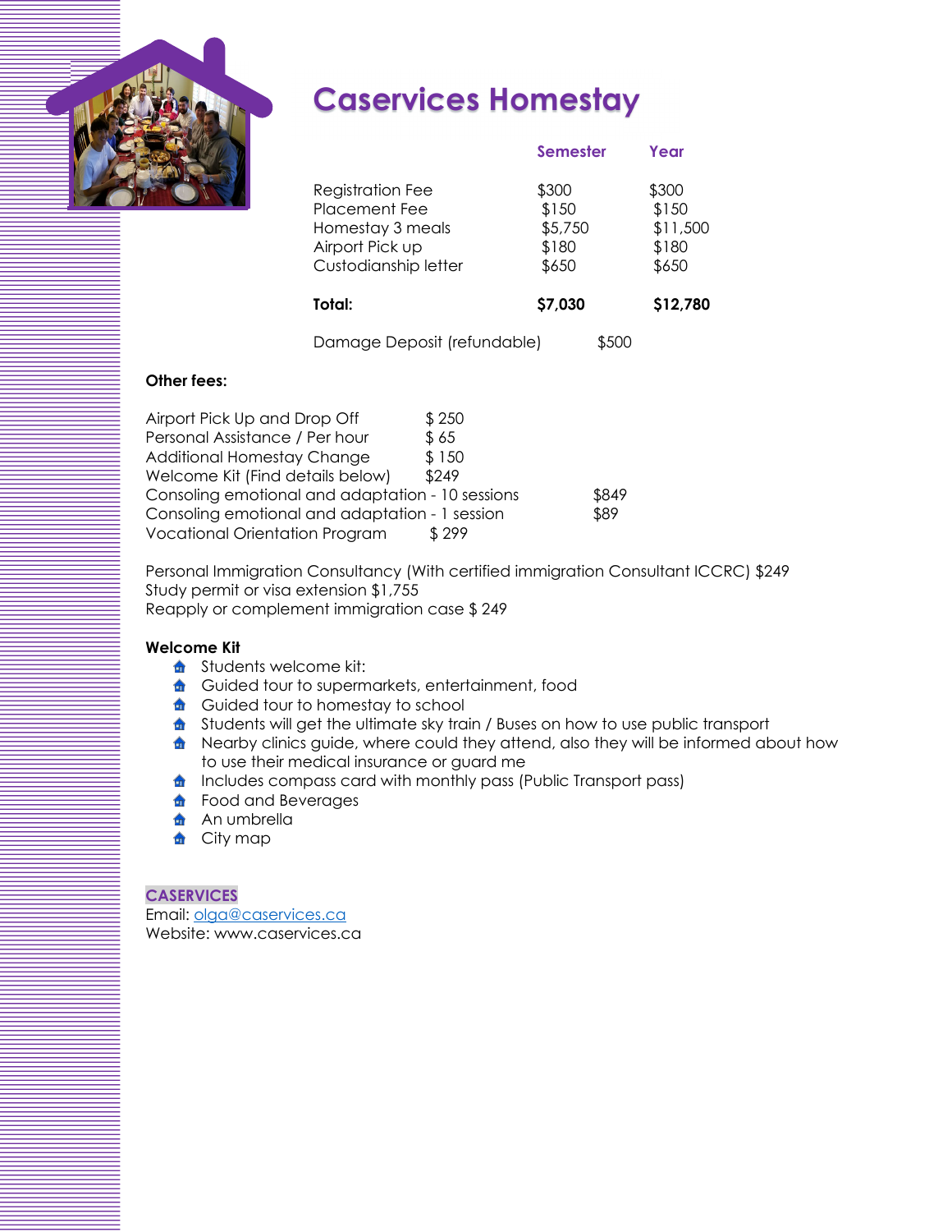# Caservices Homestay

| | Semester | Year |
|---|---|---|
| Registration Fee | $300 | $300 |
| Placement Fee | $150 | $150 |
| Homestay 3 meals | $5,750 | $11,500 |
| Airport Pick up | $180 | $180 |
| Custodianship letter | $650 | $650 |
| **Total:** | **$7,030** | **$12,780** |

Damage Deposit (refundable) $500

**Other fees:**

| | |
|---|---|
| Airport Pick Up and Drop Off | $ 250 |
| Personal Assistance / Per hour | $ 65 |
| Additional Homestay Change | $ 150 |
| Welcome Kit (Find details below) | $249 |
| Consoling emotional and adaptation - 10 sessions | $849 |
| Consoling emotional and adaptation - 1 session | $89 |
| Vocational Orientation Program | $ 299 |

Personal Immigration Consultancy (With certified immigration Consultant ICCRC) $249
Study permit or visa extension $1,755
Reapply or complement immigration case $ 249

**Welcome Kit**

- Students welcome kit:
- Guided tour to supermarkets, entertainment, food
- Guided tour to homestay to school
- Students will get the ultimate sky train / Buses on how to use public transport
- Nearby clinics guide, where could they attend, also they will be informed about how to use their medical insurance or guard me
- Includes compass card with monthly pass (Public Transport pass)
- Food and Beverages
- An umbrella
- City map

**CASERVICES**
Email: olga@caservices.ca
Website: www.caservices.ca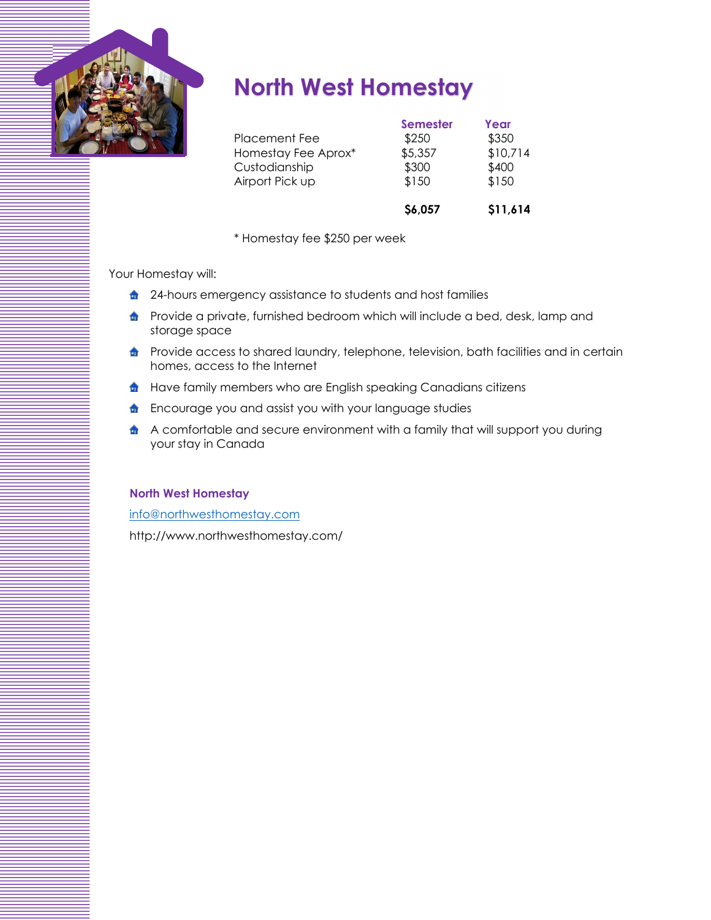# North West Homestay

| | Semester | Year |
|---|---|---|
| Placement Fee | $250 | $350 |
| Homestay Fee Aprox* | $5,357 | $10,714 |
| Custodianship | $300 | $400 |
| Airport Pick up | $150 | $150 |
| | **$6,057** | **$11,614** |

\* Homestay fee $250 per week

Your Homestay will:

- 24-hours emergency assistance to students and host families
- Provide a private, furnished bedroom which will include a bed, desk, lamp and storage space
- Provide access to shared laundry, telephone, television, bath facilities and in certain homes, access to the Internet
- Have family members who are English speaking Canadians citizens
- Encourage you and assist you with your language studies
- A comfortable and secure environment with a family that will support you during your stay in Canada

**North West Homestay**

info@northwesthomestay.com

http://www.northwesthomestay.com/